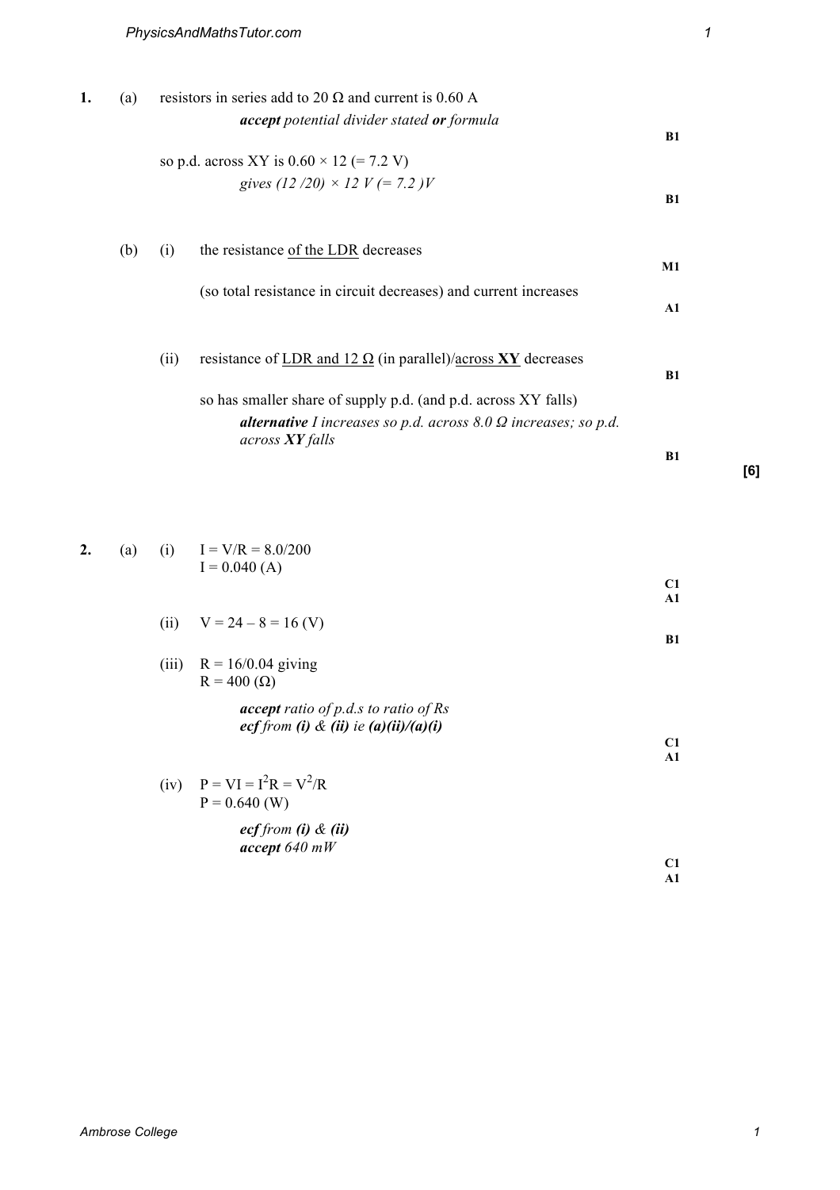**1.** (a) resistors in series add to 20 Ω and current is 0.60 A

*__accept__ potential divider stated __or__ formula* **B1**

so p.d. across XY is 0.60 × 12 (= 7.2 V)

*gives (12 /20) × 12 V (= 7.2 )V* **B1**

(b) (i) the resistance of the LDR decreases **M1**

(so total resistance in circuit decreases) and current increases **A1**

(ii) resistance of LDR and 12 Ω (in parallel)/across **XY** decreases **B1**

so has smaller share of supply p.d. (and p.d. across XY falls)

*__alternative__ I increases so p.d. across 8.0 Ω increases; so p.d. across __XY__ falls* **B1**

**[6]**

**2.** (a) (i) I = V/R = 8.0/200

I = 0.040 (A) **C1** **A1**

(ii) V = 24 – 8 = 16 (V) **B1**

(iii) R = 16/0.04 giving

R = 400 (Ω)

*__accept__ ratio of p.d.s to ratio of Rs*

*__ecf__ from __(i)__ & __(ii)__ ie __(a)(ii)/(a)(i)__* **C1** **A1**

(iv) $P = VI = I^2R = V^2/R$

P = 0.640 (W)

*__ecf__ from __(i)__ & __(ii)__*

*__accept__ 640 mW* **C1** **A1**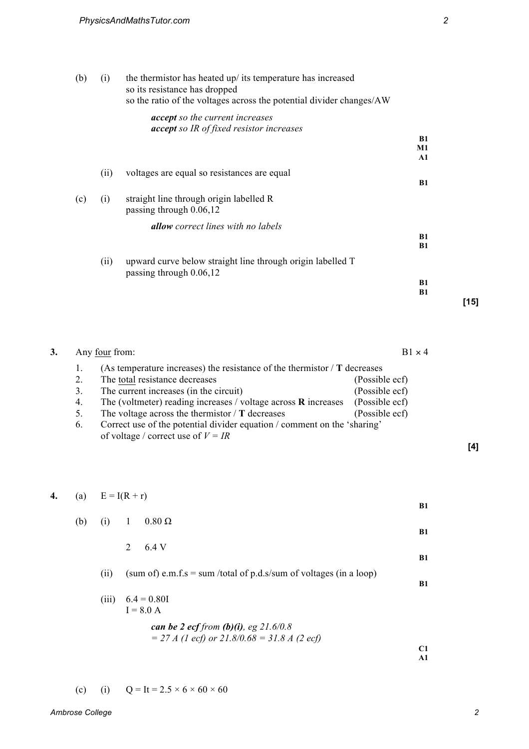(b) (i) the thermistor has heated up/ its temperature has increased
so its resistance has dropped
so the ratio of the voltages across the potential divider changes/AW

*accept so the current increases*
*accept so IR of fixed resistor increases*

B1
M1
A1

(ii) voltages are equal so resistances are equal

B1

(c) (i) straight line through origin labelled R
passing through 0.06,12

*allow correct lines with no labels*

B1
B1

(ii) upward curve below straight line through origin labelled T
passing through 0.06,12

B1
B1

**[15]**

**3.** Any four from: B1 × 4

1. (As temperature increases) the resistance of the thermistor / **T** decreases
2. The total resistance decreases (Possible ecf)
3. The current increases (in the circuit) (Possible ecf)
4. The (voltmeter) reading increases / voltage across **R** increases (Possible ecf)
5. The voltage across the thermistor / **T** decreases (Possible ecf)
6. Correct use of the potential divider equation / comment on the 'sharing' of voltage / correct use of $V = IR$

**[4]**

**4.** (a) $E = I(R + r)$

B1

(b) (i) 1 0.80 Ω

B1

2 6.4 V

B1

(ii) (sum of) e.m.f.s = sum /total of p.d.s/sum of voltages (in a loop)

B1

(iii) $6.4 = 0.80I$
$I = 8.0$ A

***can be 2 ecf** from **(b)(i)**, eg 21.6/0.8 = 27 A (1 ecf) or 21.8/0.68 = 31.8 A (2 ecf)*

C1
A1

(c) (i) $Q = It = 2.5 \times 6 \times 60 \times 60$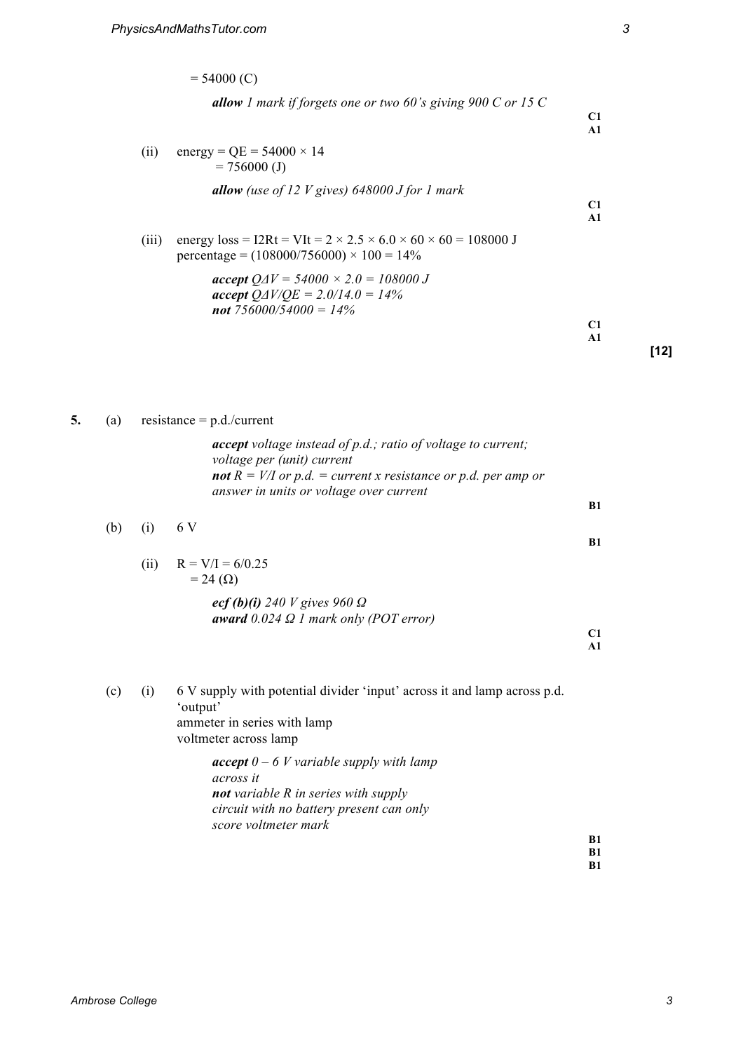= 54000 (C)

*allow 1 mark if forgets one or two 60's giving 900 C or 15 C*

**C1**
**A1**

(ii) energy = QE = 54000 × 14
= 756000 (J)

*allow (use of 12 V gives) 648000 J for 1 mark*

**C1**
**A1**

(iii) energy loss = I2Rt = VIt = 2 × 2.5 × 6.0 × 60 × 60 = 108000 J
percentage = (108000/756000) × 100 = 14%

***accept*** *QΔV = 54000 × 2.0 = 108000 J*
***accept*** *QΔV/QE = 2.0/14.0 = 14%*
***not*** *756000/54000 = 14%*

**C1**
**A1**

**[12]**

**5.** (a) resistance = p.d./current

***accept*** *voltage instead of p.d.; ratio of voltage to current; voltage per (unit) current*
***not*** *R = V/I or p.d. = current x resistance or p.d. per amp or answer in units or voltage over current*

**B1**

(b) (i) 6 V

**B1**

(ii) R = V/I = 6/0.25
= 24 (Ω)

***ecf (b)(i)*** *240 V gives 960 Ω*
***award*** *0.024 Ω 1 mark only (POT error)*

**C1**
**A1**

(c) (i) 6 V supply with potential divider 'input' across it and lamp across p.d. 'output'
ammeter in series with lamp
voltmeter across lamp

***accept*** *0 – 6 V variable supply with lamp across it*
***not*** *variable R in series with supply*
*circuit with no battery present can only score voltmeter mark*

**B1**
**B1**
**B1**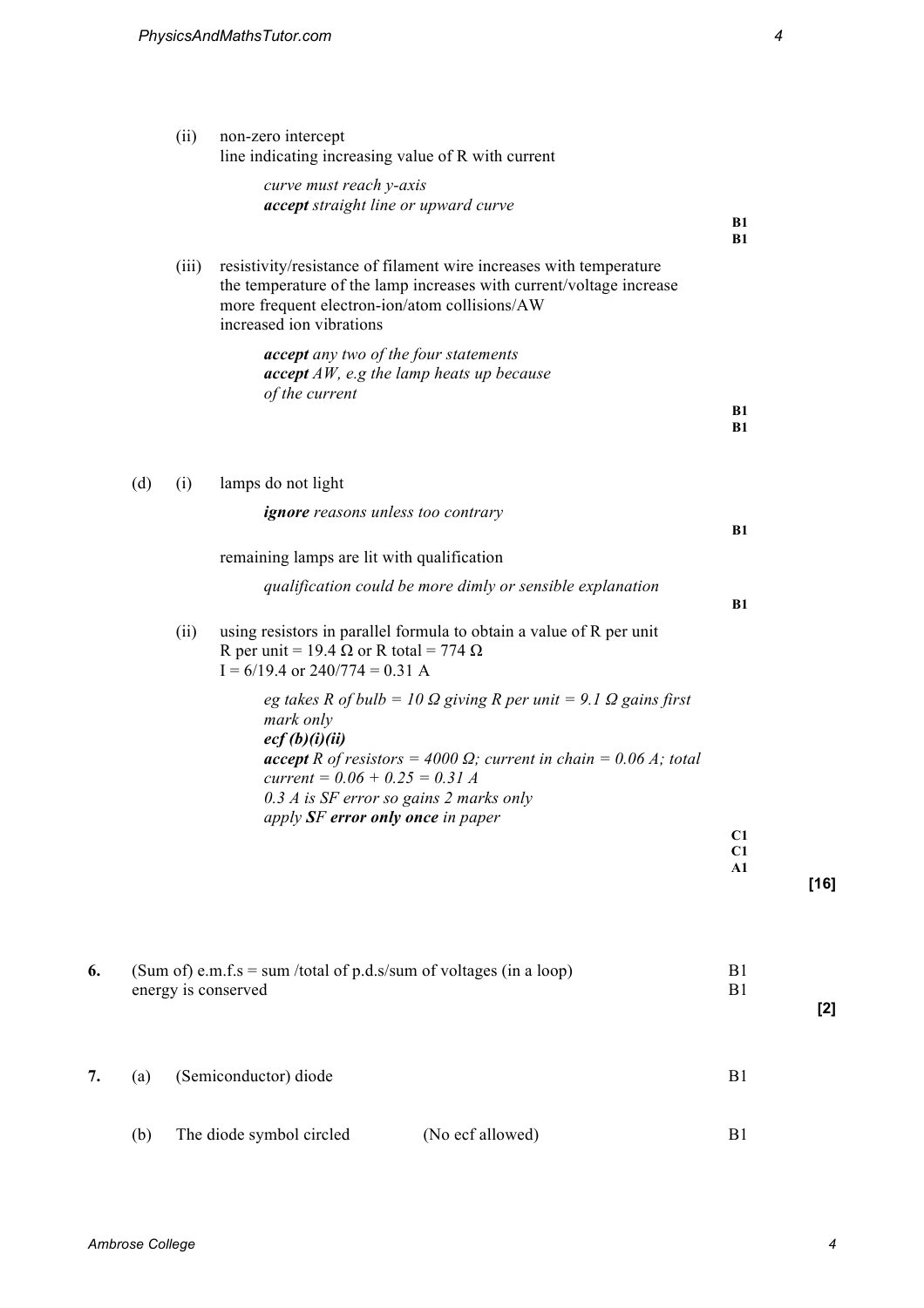(ii) non-zero intercept
line indicating increasing value of R with current

*curve must reach y-axis*
***accept** straight line or upward curve*

B1
B1

(iii) resistivity/resistance of filament wire increases with temperature
the temperature of the lamp increases with current/voltage increase
more frequent electron-ion/atom collisions/AW
increased ion vibrations

***accept** any two of the four statements*
***accept** AW, e.g the lamp heats up because of the current*

B1
B1

(d) (i) lamps do not light

***ignore** reasons unless too contrary*

B1

remaining lamps are lit with qualification

*qualification could be more dimly or sensible explanation*

B1

(ii) using resistors in parallel formula to obtain a value of R per unit
R per unit = 19.4 Ω or R total = 774 Ω
I = 6/19.4 or 240/774 = 0.31 A

*eg takes R of bulb = 10 Ω giving R per unit = 9.1 Ω gains first mark only*
***ecf (b)(i)(ii)***
***accept** R of resistors = 4000 Ω; current in chain = 0.06 A; total current = 0.06 + 0.25 = 0.31 A*
*0.3 A is SF error so gains 2 marks only*
*apply **SF error only once** in paper*

C1
C1
A1

**[16]**

6. (Sum of) e.m.f.s = sum /total of p.d.s/sum of voltages (in a loop) B1
energy is conserved B1

**[2]**

7. (a) (Semiconductor) diode B1

(b) The diode symbol circled (No ecf allowed) B1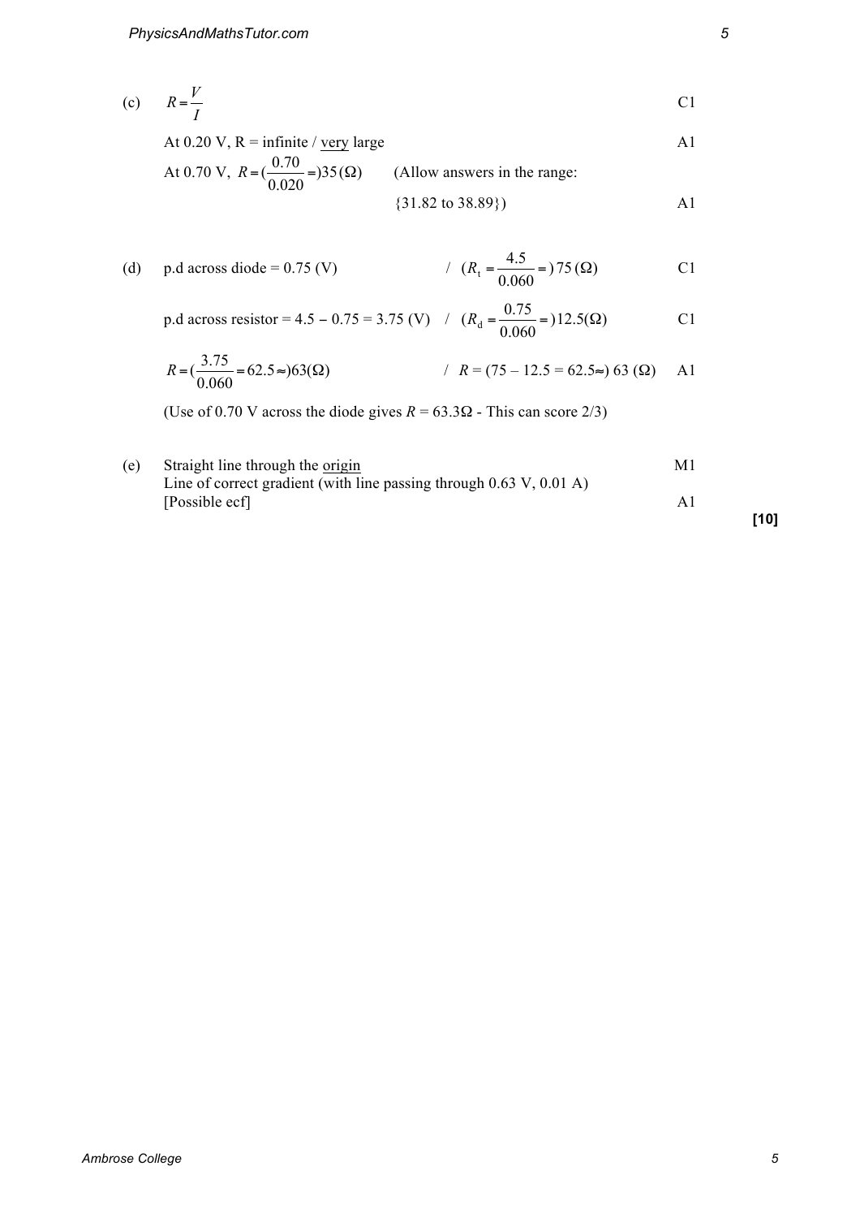(c) $R = \dfrac{V}{I}$ C1

At 0.20 V, R = infinite / very large A1

At 0.70 V, $R = (\dfrac{0.70}{0.020} =) 35\,(\Omega)$ (Allow answers in the range: {31.82 to 38.89}) A1

(d) p.d across diode = 0.75 (V) / $(R_t = \dfrac{4.5}{0.060} =) 75\,(\Omega)$ C1

p.d across resistor = 4.5 − 0.75 = 3.75 (V) / $(R_d = \dfrac{0.75}{0.060} =) 12.5 (\Omega)$ C1

$R = (\dfrac{3.75}{0.060} = 62.5 \approx) 63 (\Omega)$ / $R = (75 - 12.5 = 62.5 \approx)\ 63\ (\Omega)$ A1

(Use of 0.70 V across the diode gives $R = 63.3\Omega$ - This can score 2/3)

(e) Straight line through the origin M1

Line of correct gradient (with line passing through 0.63 V, 0.01 A)

[Possible ecf] A1

**[10]**